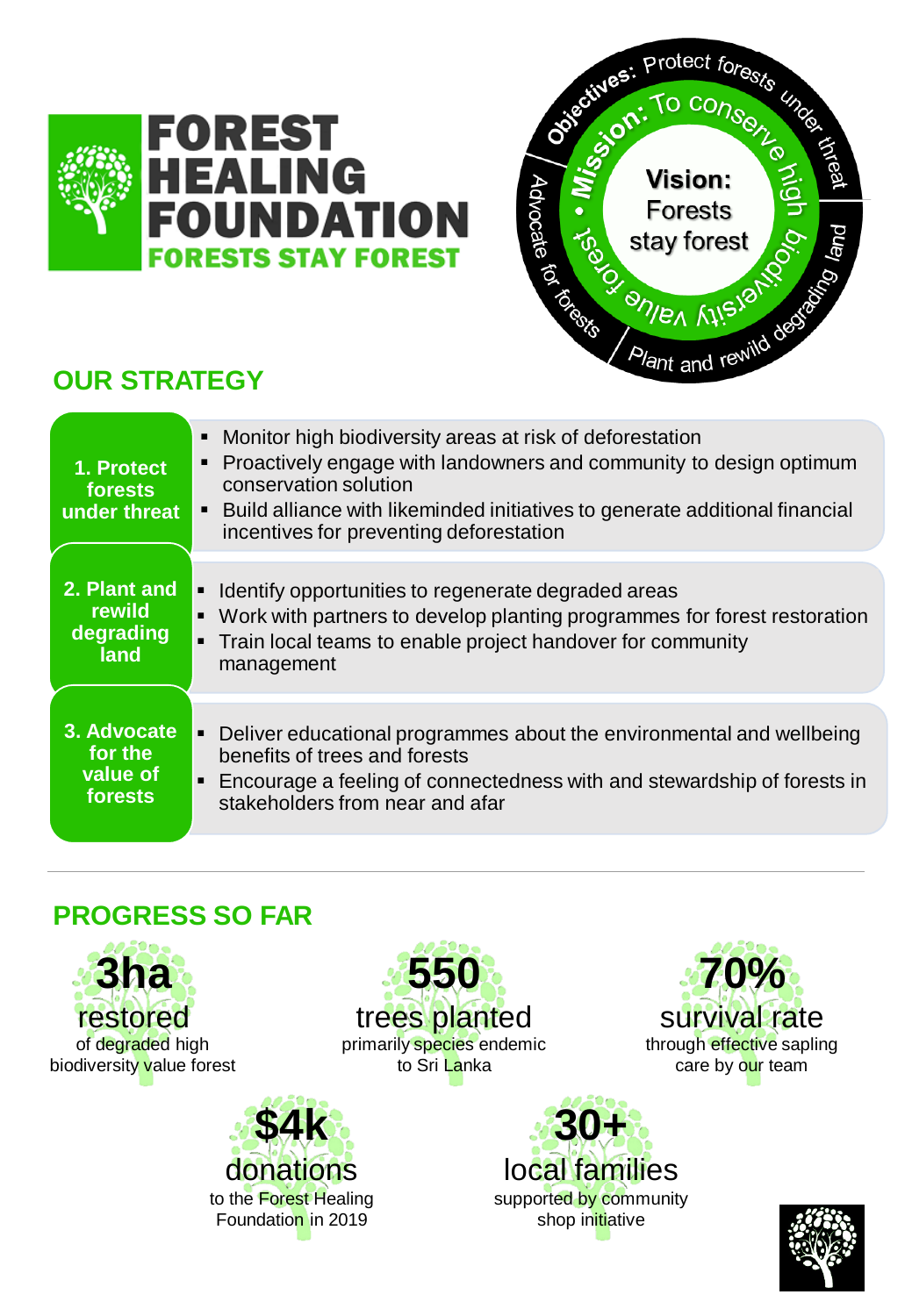# FOREST HEALING FOUNDATION

**FORESTS STAY FOREST**

**Vision:** Forests stay forest

**Mission:** To conserve high biodiversity value forest

**Objectives:** Protect forests under threat / Plant and rewild degrading land / Advocate for forests

## OUR STRATEGY

**1. Protect forests under threat**

- Monitor high biodiversity areas at risk of deforestation
- Proactively engage with landowners and community to design optimum conservation solution
- Build alliance with likeminded initiatives to generate additional financial incentives for preventing deforestation

**2. Plant and rewild degrading land**

- Identify opportunities to regenerate degraded areas
- Work with partners to develop planting programmes for forest restoration
- Train local teams to enable project handover for community management

**3. Advocate for the value of forests**

- Deliver educational programmes about the environmental and wellbeing benefits of trees and forests
- Encourage a feeling of connectedness with and stewardship of forests in stakeholders from near and afar

## PROGRESS SO FAR

**3ha** restored
of degraded high biodiversity value forest

**550** trees planted
primarily species endemic to Sri Lanka

**70%** survival rate
through effective sapling care by our team

**$4k** donations
to the Forest Healing Foundation in 2019

**30+** local families
supported by community shop initiative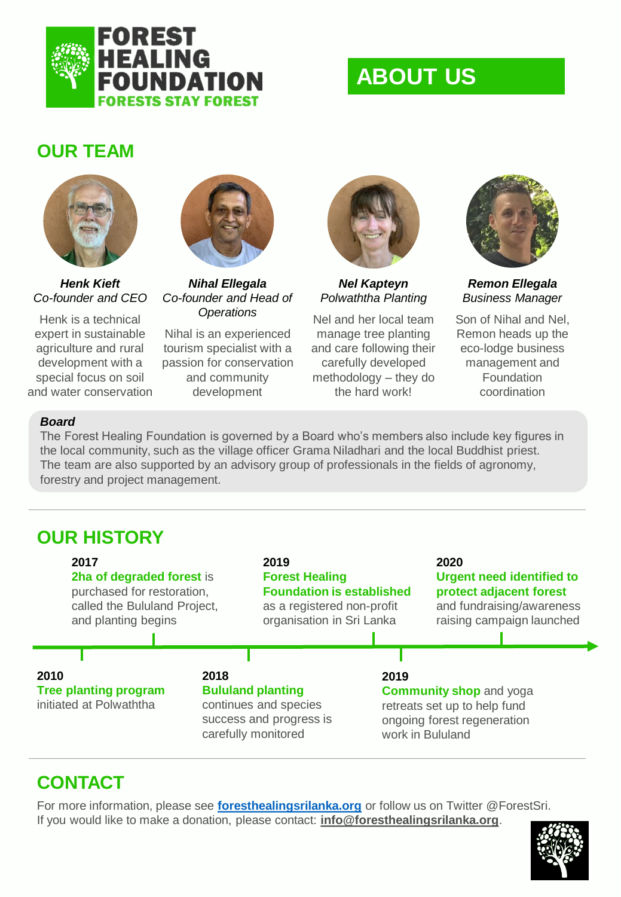# FOREST HEALING FOUNDATION

FORESTS STAY FOREST

# ABOUT US

## OUR TEAM

***Henk Kieft***
*Co-founder and CEO*

Henk is a technical expert in sustainable agriculture and rural development with a special focus on soil and water conservation

***Nihal Ellegala***
*Co-founder and Head of Operations*

Nihal is an experienced tourism specialist with a passion for conservation and community development

***Nel Kapteyn***
*Polwaththa Planting*

Nel and her local team manage tree planting and care following their carefully developed methodology – they do the hard work!

***Remon Ellegala***
*Business Manager*

Son of Nihal and Nel, Remon heads up the eco-lodge business management and Foundation coordination

***Board***

The Forest Healing Foundation is governed by a Board who's members also include key figures in the local community, such as the village officer Grama Niladhari and the local Buddhist priest. The team are also supported by an advisory group of professionals in the fields of agronomy, forestry and project management.

## OUR HISTORY

**2010**
**Tree planting program** initiated at Polwaththa

**2017**
**2ha of degraded forest** is purchased for restoration, called the Bululand Project, and planting begins

**2018**
**Bululand planting** continues and species success and progress is carefully monitored

**2019**
**Forest Healing Foundation is established** as a registered non-profit organisation in Sri Lanka

**2019**
**Community shop** and yoga retreats set up to help fund ongoing forest regeneration work in Bululand

**2020**
**Urgent need identified to protect adjacent forest** and fundraising/awareness raising campaign launched

## CONTACT

For more information, please see **foresthealingsrilanka.org** or follow us on Twitter @ForestSri.
If you would like to make a donation, please contact: **info@foresthealingsrilanka.org**.